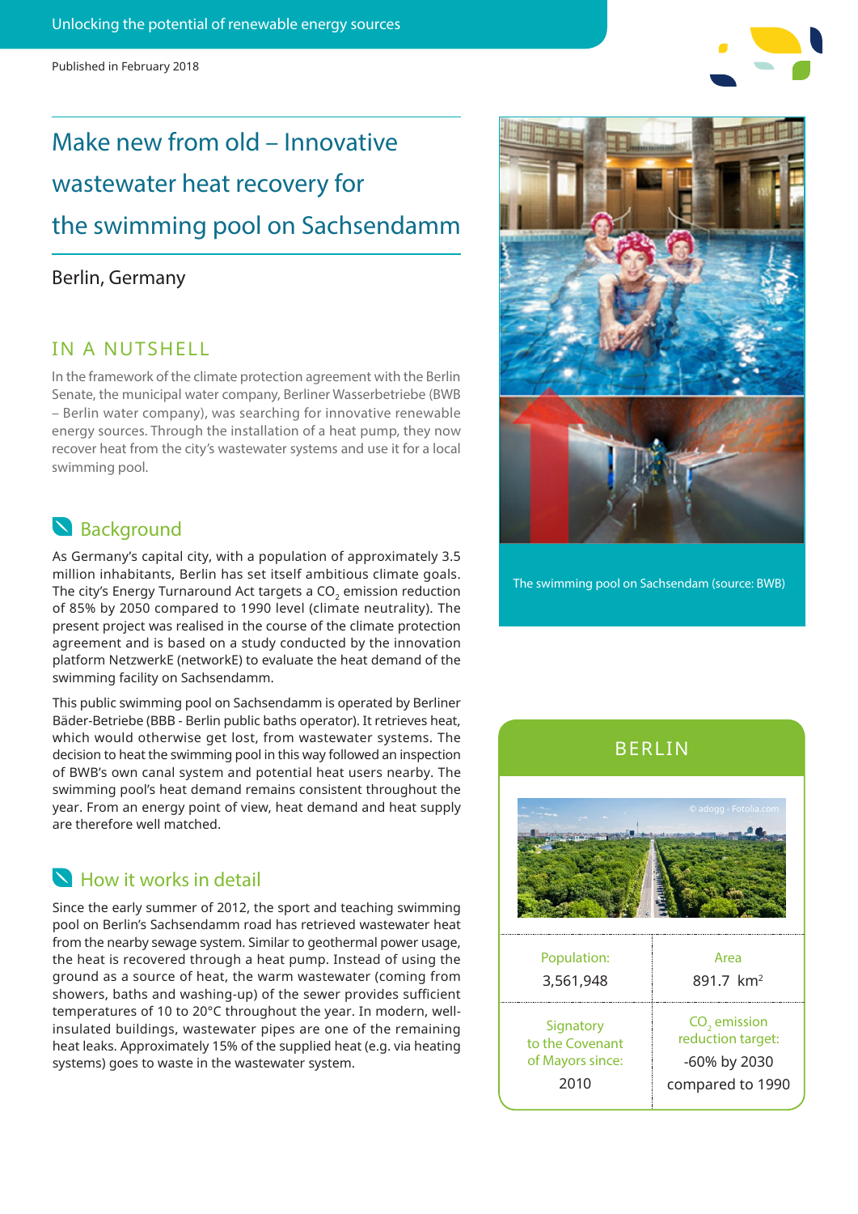Unlocking the potential of renewable energy sources

Published in February 2018

# Make new from old – Innovative wastewater heat recovery for the swimming pool on Sachsendamm

Berlin, Germany

## IN A NUTSHELL

In the framework of the climate protection agreement with the Berlin Senate, the municipal water company, Berliner Wasserbetriebe (BWB – Berlin water company), was searching for innovative renewable energy sources. Through the installation of a heat pump, they now recover heat from the city's wastewater systems and use it for a local swimming pool.

## Background

As Germany's capital city, with a population of approximately 3.5 million inhabitants, Berlin has set itself ambitious climate goals. The city's Energy Turnaround Act targets a $CO_2$ emission reduction of 85% by 2050 compared to 1990 level (climate neutrality). The present project was realised in the course of the climate protection agreement and is based on a study conducted by the innovation platform NetzwerkE (networkE) to evaluate the heat demand of the swimming facility on Sachsendamm.

This public swimming pool on Sachsendamm is operated by Berliner Bäder-Betriebe (BBB - Berlin public baths operator). It retrieves heat, which would otherwise get lost, from wastewater systems. The decision to heat the swimming pool in this way followed an inspection of BWB's own canal system and potential heat users nearby. The swimming pool's heat demand remains consistent throughout the year. From an energy point of view, heat demand and heat supply are therefore well matched.

## How it works in detail

Since the early summer of 2012, the sport and teaching swimming pool on Berlin's Sachsendamm road has retrieved wastewater heat from the nearby sewage system. Similar to geothermal power usage, the heat is recovered through a heat pump. Instead of using the ground as a source of heat, the warm wastewater (coming from showers, baths and washing-up) of the sewer provides sufficient temperatures of 10 to 20°C throughout the year. In modern, well-insulated buildings, wastewater pipes are one of the remaining heat leaks. Approximately 15% of the supplied heat (e.g. via heating systems) goes to waste in the wastewater system.

The swimming pool on Sachsendam (source: BWB)

## BERLIN

© adogg - Fotolia.com

| Population: | Area |
|---|---|
| 3,561,948 | 891.7 km² |
| Signatory to the Covenant of Mayors since: | $CO_2$ emission reduction target: |
| 2010 | -60% by 2030 compared to 1990 |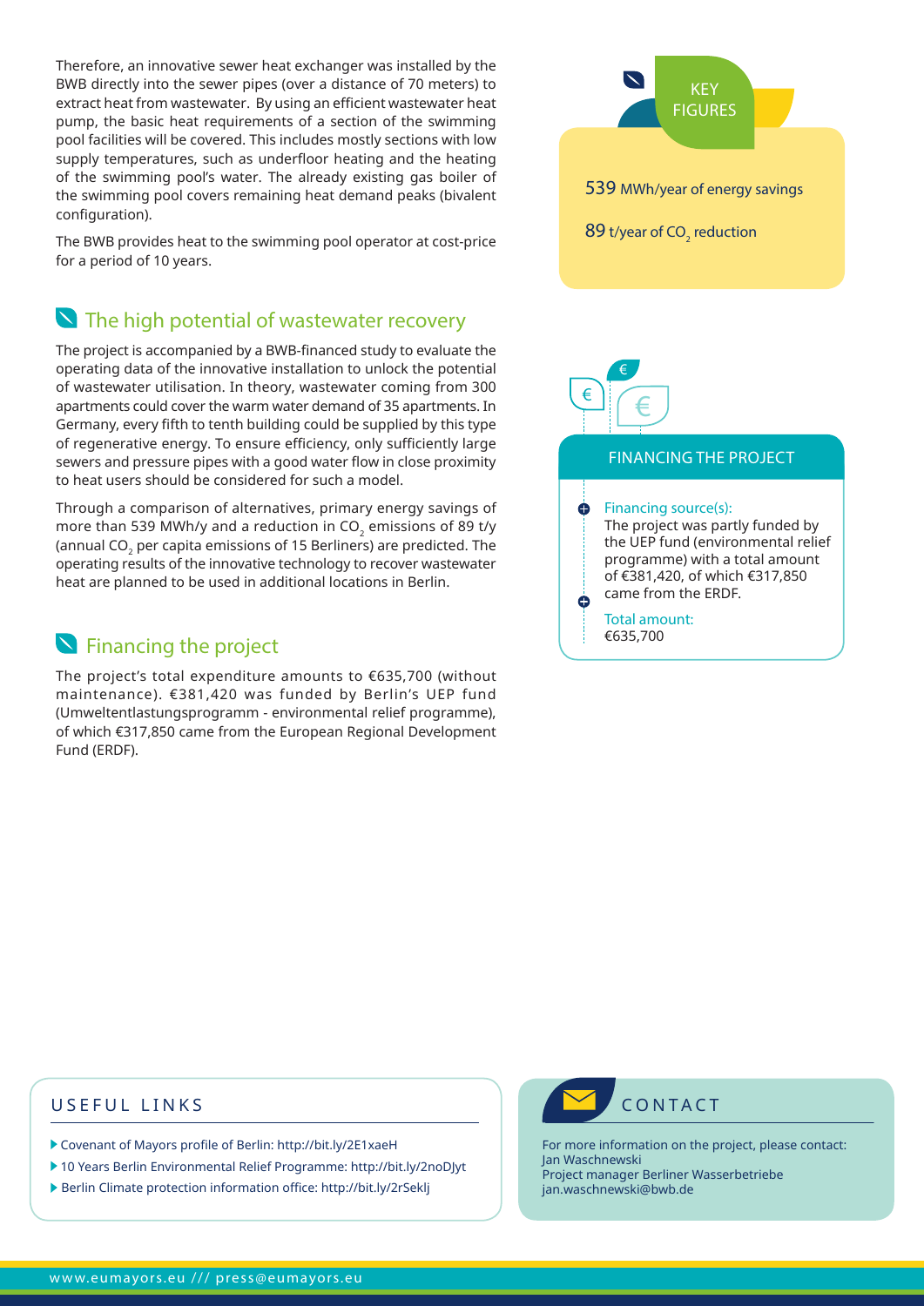Therefore, an innovative sewer heat exchanger was installed by the BWB directly into the sewer pipes (over a distance of 70 meters) to extract heat from wastewater. By using an efficient wastewater heat pump, the basic heat requirements of a section of the swimming pool facilities will be covered. This includes mostly sections with low supply temperatures, such as underfloor heating and the heating of the swimming pool's water. The already existing gas boiler of the swimming pool covers remaining heat demand peaks (bivalent configuration).

The BWB provides heat to the swimming pool operator at cost-price for a period of 10 years.

## The high potential of wastewater recovery

The project is accompanied by a BWB-financed study to evaluate the operating data of the innovative installation to unlock the potential of wastewater utilisation. In theory, wastewater coming from 300 apartments could cover the warm water demand of 35 apartments. In Germany, every fifth to tenth building could be supplied by this type of regenerative energy. To ensure efficiency, only sufficiently large sewers and pressure pipes with a good water flow in close proximity to heat users should be considered for such a model.

Through a comparison of alternatives, primary energy savings of more than 539 MWh/y and a reduction in $CO_2$ emissions of 89 t/y (annual $CO_2$ per capita emissions of 15 Berliners) are predicted. The operating results of the innovative technology to recover wastewater heat are planned to be used in additional locations in Berlin.

## Financing the project

The project's total expenditure amounts to €635,700 (without maintenance). €381,420 was funded by Berlin's UEP fund (Umweltentlastungsprogramm - environmental relief programme), of which €317,850 came from the European Regional Development Fund (ERDF).

### KEY FIGURES

539 MWh/year of energy savings

89 t/year of $CO_2$ reduction

### FINANCING THE PROJECT

Financing source(s):
The project was partly funded by the UEP fund (environmental relief programme) with a total amount of €381,420, of which €317,850 came from the ERDF.

Total amount:
€635,700

### USEFUL LINKS

- Covenant of Mayors profile of Berlin: http://bit.ly/2E1xaeH
- 10 Years Berlin Environmental Relief Programme: http://bit.ly/2noDJyt
- Berlin Climate protection information office: http://bit.ly/2rSeklj

### CONTACT

For more information on the project, please contact:
Jan Waschnewski
Project manager Berliner Wasserbetriebe
jan.waschnewski@bwb.de

www.eumayors.eu /// press@eumayors.eu